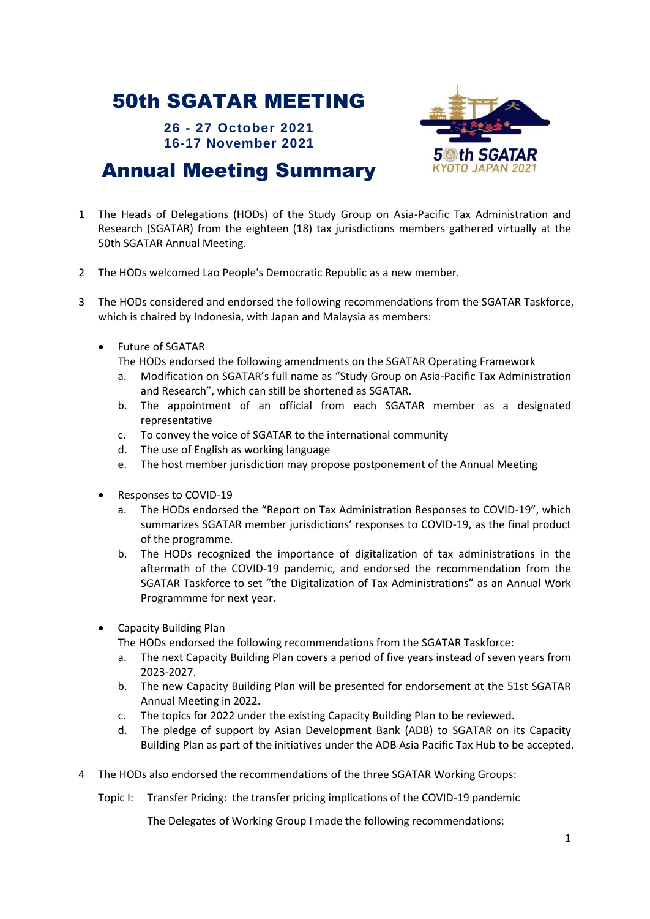# 50th SGATAR MEETING

**26 - 27 October 2021**
**16-17 November 2021**

# Annual Meeting Summary

1 The Heads of Delegations (HODs) of the Study Group on Asia-Pacific Tax Administration and Research (SGATAR) from the eighteen (18) tax jurisdictions members gathered virtually at the 50th SGATAR Annual Meeting.

2 The HODs welcomed Lao People's Democratic Republic as a new member.

3 The HODs considered and endorsed the following recommendations from the SGATAR Taskforce, which is chaired by Indonesia, with Japan and Malaysia as members:

- Future of SGATAR
  The HODs endorsed the following amendments on the SGATAR Operating Framework
  a. Modification on SGATAR's full name as "Study Group on Asia-Pacific Tax Administration and Research", which can still be shortened as SGATAR.
  b. The appointment of an official from each SGATAR member as a designated representative
  c. To convey the voice of SGATAR to the international community
  d. The use of English as working language
  e. The host member jurisdiction may propose postponement of the Annual Meeting

- Responses to COVID-19
  a. The HODs endorsed the "Report on Tax Administration Responses to COVID-19", which summarizes SGATAR member jurisdictions' responses to COVID-19, as the final product of the programme.
  b. The HODs recognized the importance of digitalization of tax administrations in the aftermath of the COVID-19 pandemic, and endorsed the recommendation from the SGATAR Taskforce to set "the Digitalization of Tax Administrations" as an Annual Work Programmme for next year.

- Capacity Building Plan
  The HODs endorsed the following recommendations from the SGATAR Taskforce:
  a. The next Capacity Building Plan covers a period of five years instead of seven years from 2023-2027.
  b. The new Capacity Building Plan will be presented for endorsement at the 51st SGATAR Annual Meeting in 2022.
  c. The topics for 2022 under the existing Capacity Building Plan to be reviewed.
  d. The pledge of support by Asian Development Bank (ADB) to SGATAR on its Capacity Building Plan as part of the initiatives under the ADB Asia Pacific Tax Hub to be accepted.

4 The HODs also endorsed the recommendations of the three SGATAR Working Groups:

Topic I: Transfer Pricing: the transfer pricing implications of the COVID-19 pandemic

The Delegates of Working Group I made the following recommendations: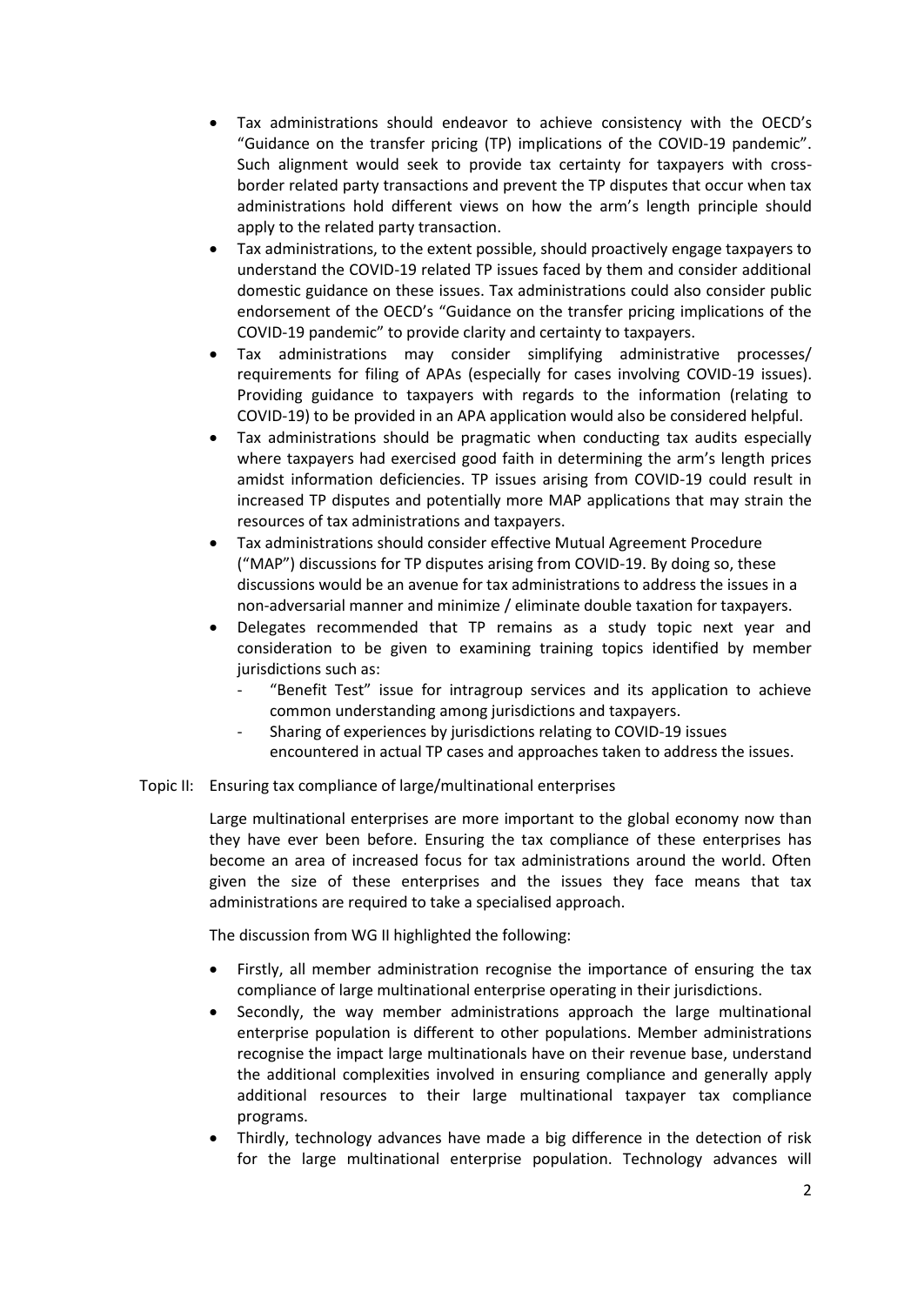- Tax administrations should endeavor to achieve consistency with the OECD's "Guidance on the transfer pricing (TP) implications of the COVID-19 pandemic". Such alignment would seek to provide tax certainty for taxpayers with cross-border related party transactions and prevent the TP disputes that occur when tax administrations hold different views on how the arm's length principle should apply to the related party transaction.
- Tax administrations, to the extent possible, should proactively engage taxpayers to understand the COVID-19 related TP issues faced by them and consider additional domestic guidance on these issues. Tax administrations could also consider public endorsement of the OECD's "Guidance on the transfer pricing implications of the COVID-19 pandemic" to provide clarity and certainty to taxpayers.
- Tax administrations may consider simplifying administrative processes/ requirements for filing of APAs (especially for cases involving COVID-19 issues). Providing guidance to taxpayers with regards to the information (relating to COVID-19) to be provided in an APA application would also be considered helpful.
- Tax administrations should be pragmatic when conducting tax audits especially where taxpayers had exercised good faith in determining the arm's length prices amidst information deficiencies. TP issues arising from COVID-19 could result in increased TP disputes and potentially more MAP applications that may strain the resources of tax administrations and taxpayers.
- Tax administrations should consider effective Mutual Agreement Procedure ("MAP") discussions for TP disputes arising from COVID-19. By doing so, these discussions would be an avenue for tax administrations to address the issues in a non-adversarial manner and minimize / eliminate double taxation for taxpayers.
- Delegates recommended that TP remains as a study topic next year and consideration to be given to examining training topics identified by member jurisdictions such as:
  - "Benefit Test" issue for intragroup services and its application to achieve common understanding among jurisdictions and taxpayers.
  - Sharing of experiences by jurisdictions relating to COVID-19 issues encountered in actual TP cases and approaches taken to address the issues.

Topic II: Ensuring tax compliance of large/multinational enterprises

Large multinational enterprises are more important to the global economy now than they have ever been before. Ensuring the tax compliance of these enterprises has become an area of increased focus for tax administrations around the world. Often given the size of these enterprises and the issues they face means that tax administrations are required to take a specialised approach.

The discussion from WG II highlighted the following:

- Firstly, all member administration recognise the importance of ensuring the tax compliance of large multinational enterprise operating in their jurisdictions.
- Secondly, the way member administrations approach the large multinational enterprise population is different to other populations. Member administrations recognise the impact large multinationals have on their revenue base, understand the additional complexities involved in ensuring compliance and generally apply additional resources to their large multinational taxpayer tax compliance programs.
- Thirdly, technology advances have made a big difference in the detection of risk for the large multinational enterprise population. Technology advances will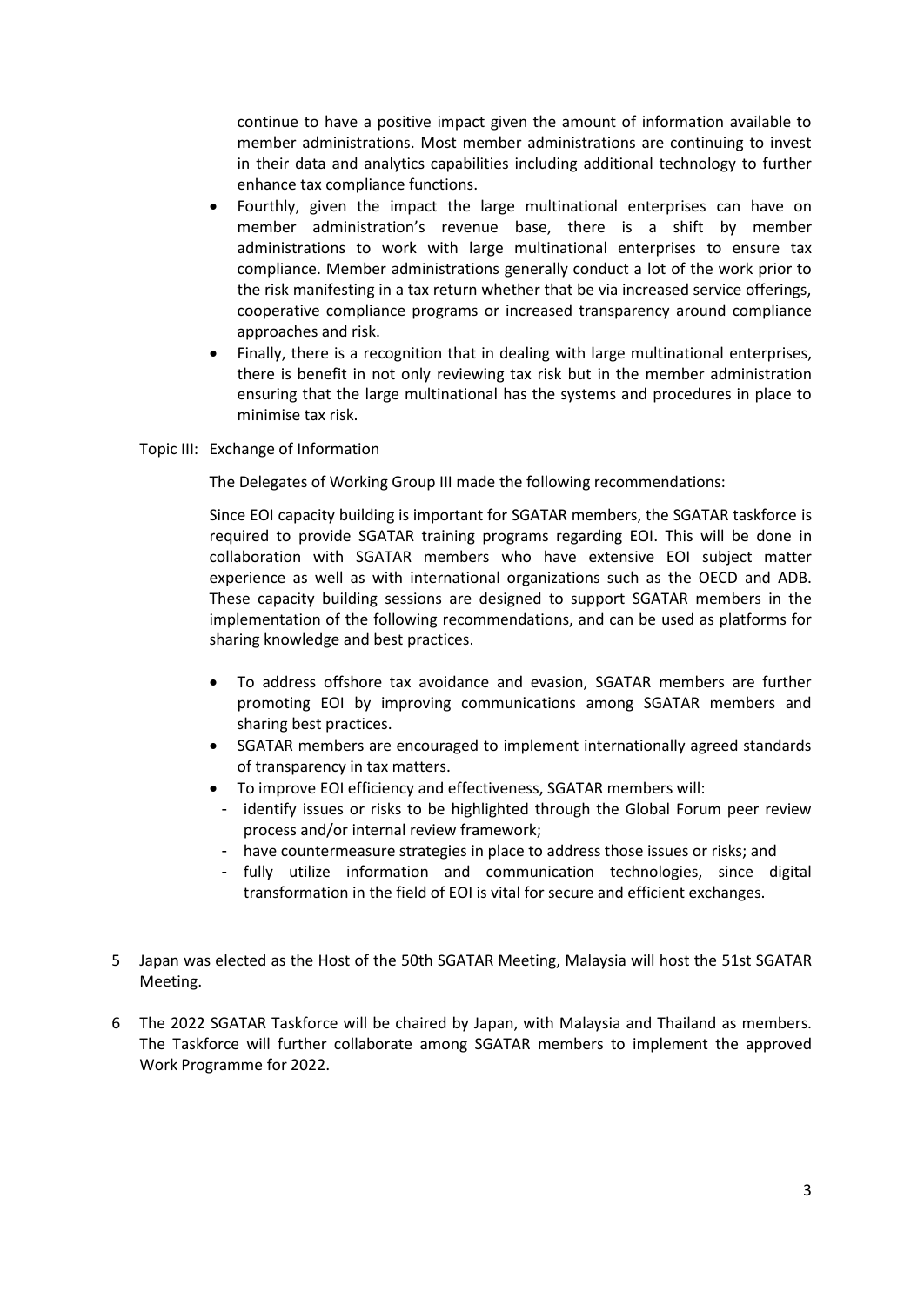continue to have a positive impact given the amount of information available to member administrations. Most member administrations are continuing to invest in their data and analytics capabilities including additional technology to further enhance tax compliance functions.

- Fourthly, given the impact the large multinational enterprises can have on member administration's revenue base, there is a shift by member administrations to work with large multinational enterprises to ensure tax compliance. Member administrations generally conduct a lot of the work prior to the risk manifesting in a tax return whether that be via increased service offerings, cooperative compliance programs or increased transparency around compliance approaches and risk.
- Finally, there is a recognition that in dealing with large multinational enterprises, there is benefit in not only reviewing tax risk but in the member administration ensuring that the large multinational has the systems and procedures in place to minimise tax risk.

Topic III: Exchange of Information

The Delegates of Working Group III made the following recommendations:

Since EOI capacity building is important for SGATAR members, the SGATAR taskforce is required to provide SGATAR training programs regarding EOI. This will be done in collaboration with SGATAR members who have extensive EOI subject matter experience as well as with international organizations such as the OECD and ADB. These capacity building sessions are designed to support SGATAR members in the implementation of the following recommendations, and can be used as platforms for sharing knowledge and best practices.

- To address offshore tax avoidance and evasion, SGATAR members are further promoting EOI by improving communications among SGATAR members and sharing best practices.
- SGATAR members are encouraged to implement internationally agreed standards of transparency in tax matters.
- To improve EOI efficiency and effectiveness, SGATAR members will:
  - identify issues or risks to be highlighted through the Global Forum peer review process and/or internal review framework;
  - have countermeasure strategies in place to address those issues or risks; and
  - fully utilize information and communication technologies, since digital transformation in the field of EOI is vital for secure and efficient exchanges.

5 Japan was elected as the Host of the 50th SGATAR Meeting, Malaysia will host the 51st SGATAR Meeting.

6 The 2022 SGATAR Taskforce will be chaired by Japan, with Malaysia and Thailand as members. The Taskforce will further collaborate among SGATAR members to implement the approved Work Programme for 2022.